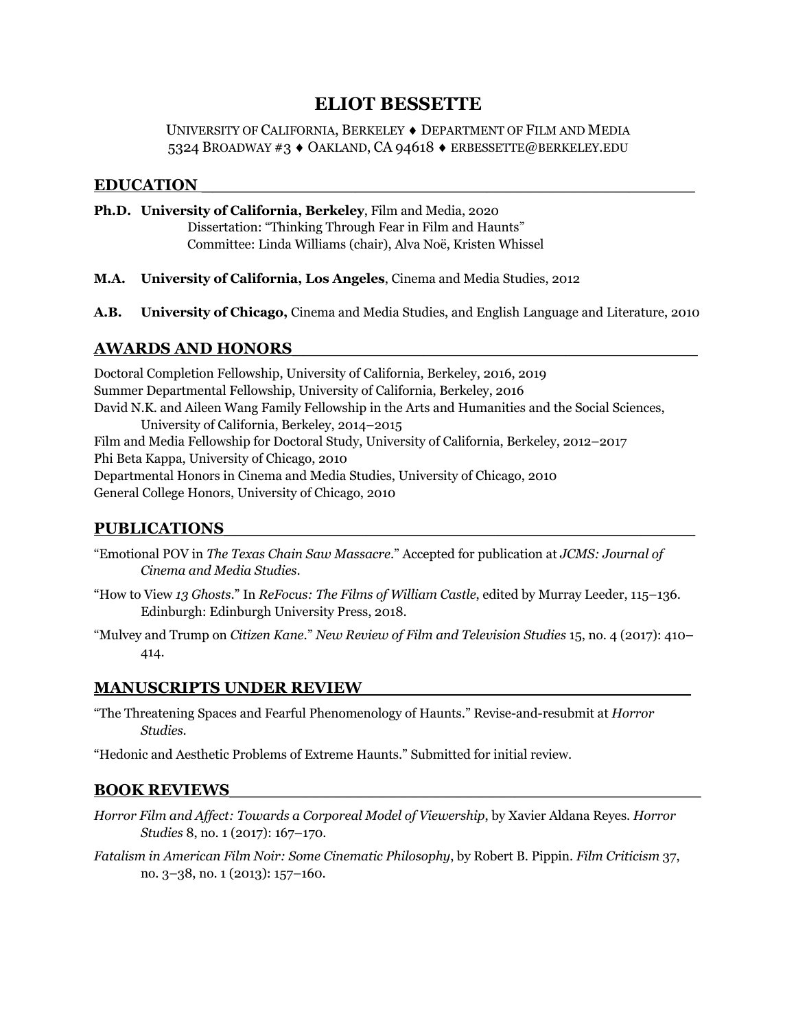# ELIOT BESSETTE

University of California, Berkeley ♦ Department of Film and Media
5324 Broadway #3 ♦ Oakland, CA 94618 ♦ erbessette@berkeley.edu

## EDUCATION

**Ph.D.** **University of California, Berkeley**, Film and Media, 2020
Dissertation: "Thinking Through Fear in Film and Haunts"
Committee: Linda Williams (chair), Alva Noë, Kristen Whissel

**M.A.** **University of California, Los Angeles**, Cinema and Media Studies, 2012

**A.B.** **University of Chicago,** Cinema and Media Studies, and English Language and Literature, 2010

## AWARDS AND HONORS

Doctoral Completion Fellowship, University of California, Berkeley, 2016, 2019
Summer Departmental Fellowship, University of California, Berkeley, 2016
David N.K. and Aileen Wang Family Fellowship in the Arts and Humanities and the Social Sciences, University of California, Berkeley, 2014–2015
Film and Media Fellowship for Doctoral Study, University of California, Berkeley, 2012–2017
Phi Beta Kappa, University of Chicago, 2010
Departmental Honors in Cinema and Media Studies, University of Chicago, 2010
General College Honors, University of Chicago, 2010

## PUBLICATIONS

"Emotional POV in *The Texas Chain Saw Massacre*." Accepted for publication at *JCMS: Journal of Cinema and Media Studies*.

"How to View *13 Ghosts*." In *ReFocus: The Films of William Castle*, edited by Murray Leeder, 115–136. Edinburgh: Edinburgh University Press, 2018.

"Mulvey and Trump on *Citizen Kane*." *New Review of Film and Television Studies* 15, no. 4 (2017): 410–414.

## MANUSCRIPTS UNDER REVIEW

"The Threatening Spaces and Fearful Phenomenology of Haunts." Revise-and-resubmit at *Horror Studies*.

"Hedonic and Aesthetic Problems of Extreme Haunts." Submitted for initial review.

## BOOK REVIEWS

*Horror Film and Affect: Towards a Corporeal Model of Viewership*, by Xavier Aldana Reyes. *Horror Studies* 8, no. 1 (2017): 167–170.

*Fatalism in American Film Noir: Some Cinematic Philosophy*, by Robert B. Pippin. *Film Criticism* 37, no. 3–38, no. 1 (2013): 157–160.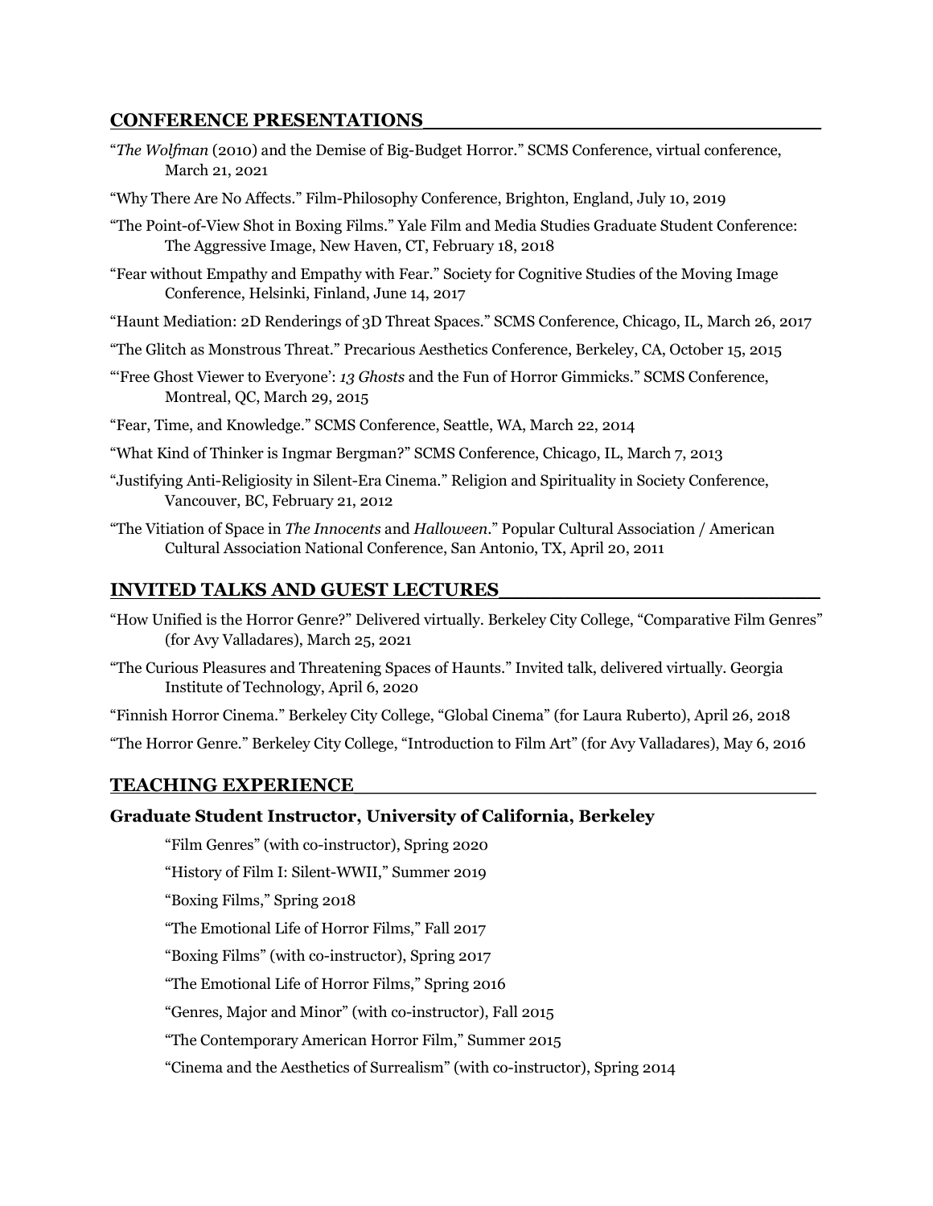## CONFERENCE PRESENTATIONS

"*The Wolfman* (2010) and the Demise of Big-Budget Horror." SCMS Conference, virtual conference, March 21, 2021

"Why There Are No Affects." Film-Philosophy Conference, Brighton, England, July 10, 2019

"The Point-of-View Shot in Boxing Films." Yale Film and Media Studies Graduate Student Conference: The Aggressive Image, New Haven, CT, February 18, 2018

"Fear without Empathy and Empathy with Fear." Society for Cognitive Studies of the Moving Image Conference, Helsinki, Finland, June 14, 2017

"Haunt Mediation: 2D Renderings of 3D Threat Spaces." SCMS Conference, Chicago, IL, March 26, 2017

"The Glitch as Monstrous Threat." Precarious Aesthetics Conference, Berkeley, CA, October 15, 2015

"'Free Ghost Viewer to Everyone': *13 Ghosts* and the Fun of Horror Gimmicks." SCMS Conference, Montreal, QC, March 29, 2015

"Fear, Time, and Knowledge." SCMS Conference, Seattle, WA, March 22, 2014

"What Kind of Thinker is Ingmar Bergman?" SCMS Conference, Chicago, IL, March 7, 2013

"Justifying Anti-Religiosity in Silent-Era Cinema." Religion and Spirituality in Society Conference, Vancouver, BC, February 21, 2012

"The Vitiation of Space in *The Innocents* and *Halloween*." Popular Cultural Association / American Cultural Association National Conference, San Antonio, TX, April 20, 2011

## INVITED TALKS AND GUEST LECTURES

"How Unified is the Horror Genre?" Delivered virtually. Berkeley City College, "Comparative Film Genres" (for Avy Valladares), March 25, 2021

"The Curious Pleasures and Threatening Spaces of Haunts." Invited talk, delivered virtually. Georgia Institute of Technology, April 6, 2020

"Finnish Horror Cinema." Berkeley City College, "Global Cinema" (for Laura Ruberto), April 26, 2018

"The Horror Genre." Berkeley City College, "Introduction to Film Art" (for Avy Valladares), May 6, 2016

## TEACHING EXPERIENCE

### Graduate Student Instructor, University of California, Berkeley

"Film Genres" (with co-instructor), Spring 2020

"History of Film I: Silent-WWII," Summer 2019

"Boxing Films," Spring 2018

"The Emotional Life of Horror Films," Fall 2017

"Boxing Films" (with co-instructor), Spring 2017

"The Emotional Life of Horror Films," Spring 2016

"Genres, Major and Minor" (with co-instructor), Fall 2015

"The Contemporary American Horror Film," Summer 2015

"Cinema and the Aesthetics of Surrealism" (with co-instructor), Spring 2014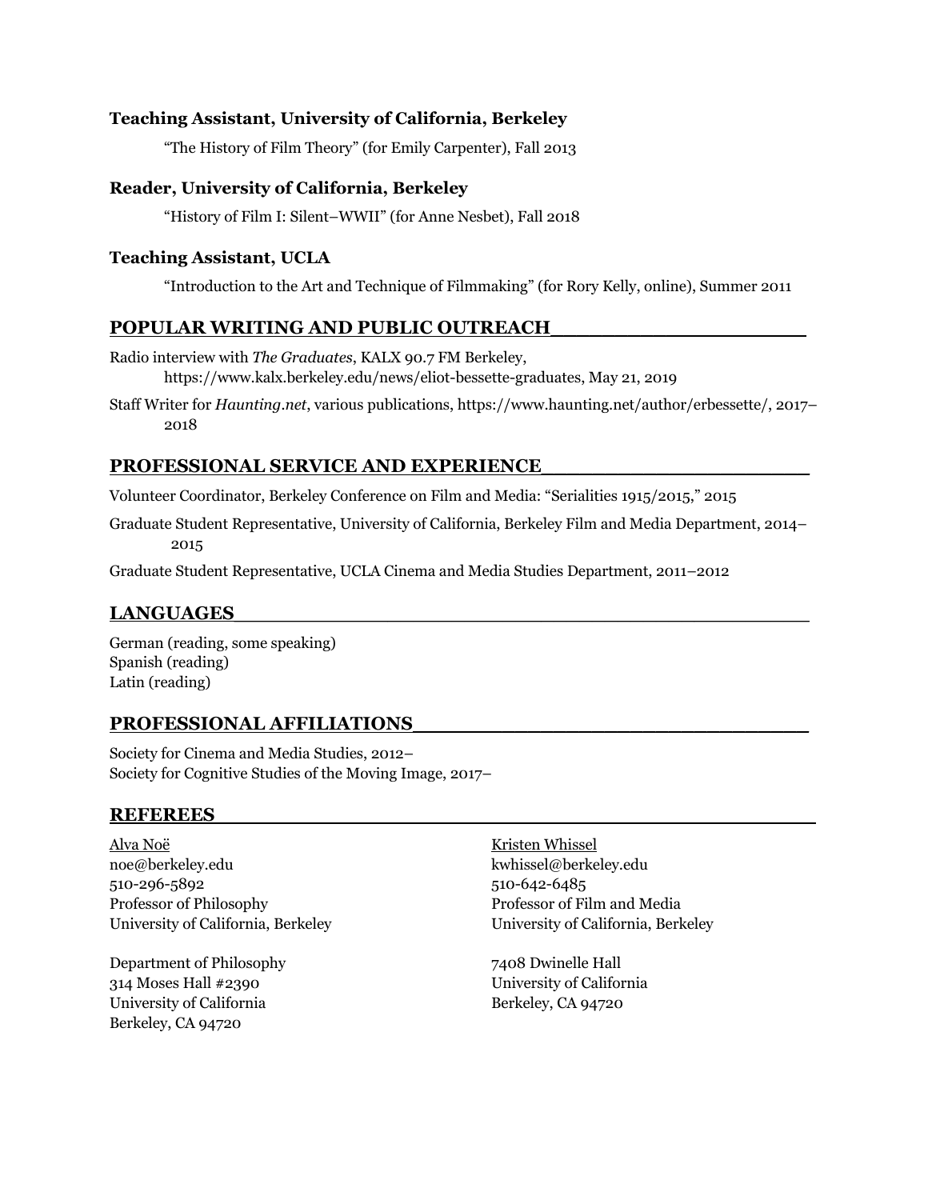**Teaching Assistant, University of California, Berkeley**

"The History of Film Theory" (for Emily Carpenter), Fall 2013

**Reader, University of California, Berkeley**

"History of Film I: Silent–WWII" (for Anne Nesbet), Fall 2018

**Teaching Assistant, UCLA**

"Introduction to the Art and Technique of Filmmaking" (for Rory Kelly, online), Summer 2011

## POPULAR WRITING AND PUBLIC OUTREACH

Radio interview with *The Graduates*, KALX 90.7 FM Berkeley, https://www.kalx.berkeley.edu/news/eliot-bessette-graduates, May 21, 2019

Staff Writer for *Haunting.net*, various publications, https://www.haunting.net/author/erbessette/, 2017–2018

## PROFESSIONAL SERVICE AND EXPERIENCE

Volunteer Coordinator, Berkeley Conference on Film and Media: "Serialities 1915/2015," 2015

Graduate Student Representative, University of California, Berkeley Film and Media Department, 2014–2015

Graduate Student Representative, UCLA Cinema and Media Studies Department, 2011–2012

## LANGUAGES

German (reading, some speaking)
Spanish (reading)
Latin (reading)

## PROFESSIONAL AFFILIATIONS

Society for Cinema and Media Studies, 2012–
Society for Cognitive Studies of the Moving Image, 2017–

## REFEREES

Alva Noë
noe@berkeley.edu
510-296-5892
Professor of Philosophy
University of California, Berkeley

Department of Philosophy
314 Moses Hall #2390
University of California
Berkeley, CA 94720

Kristen Whissel
kwhissel@berkeley.edu
510-642-6485
Professor of Film and Media
University of California, Berkeley

7408 Dwinelle Hall
University of California
Berkeley, CA 94720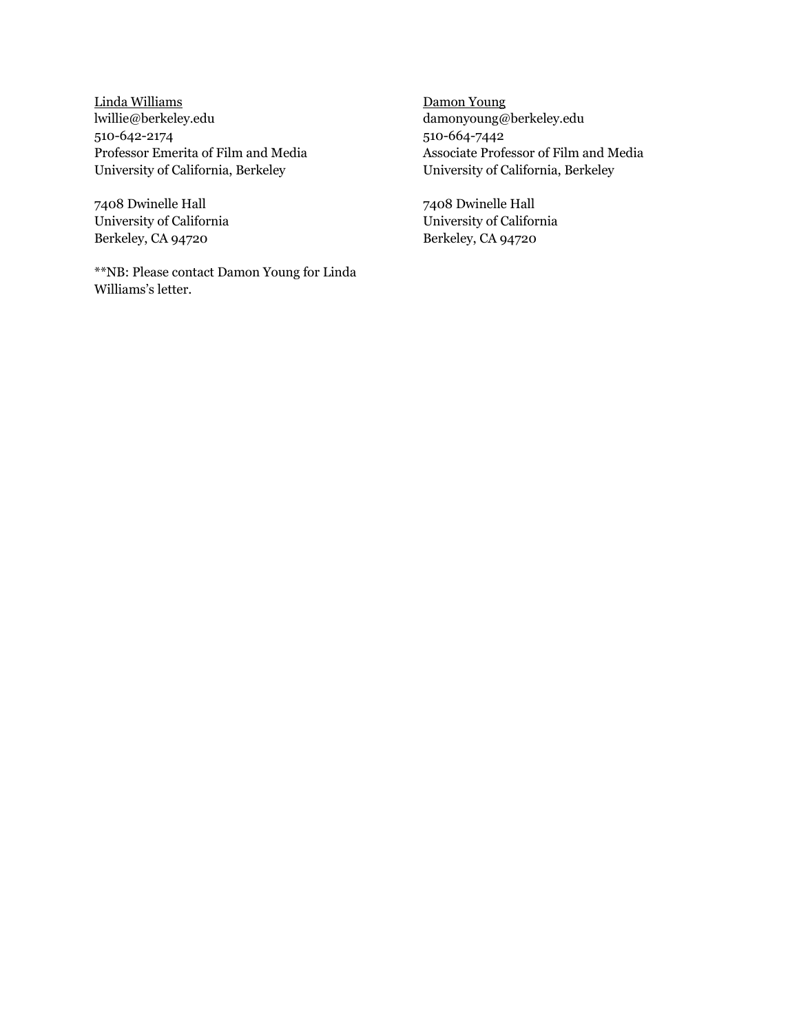<u>Linda Williams</u>
lwillie@berkeley.edu
510-642-2174
Professor Emerita of Film and Media
University of California, Berkeley

7408 Dwinelle Hall
University of California
Berkeley, CA 94720

**NB: Please contact Damon Young for Linda Williams's letter.

<u>Damon Young</u>
damonyoung@berkeley.edu
510-664-7442
Associate Professor of Film and Media
University of California, Berkeley

7408 Dwinelle Hall
University of California
Berkeley, CA 94720